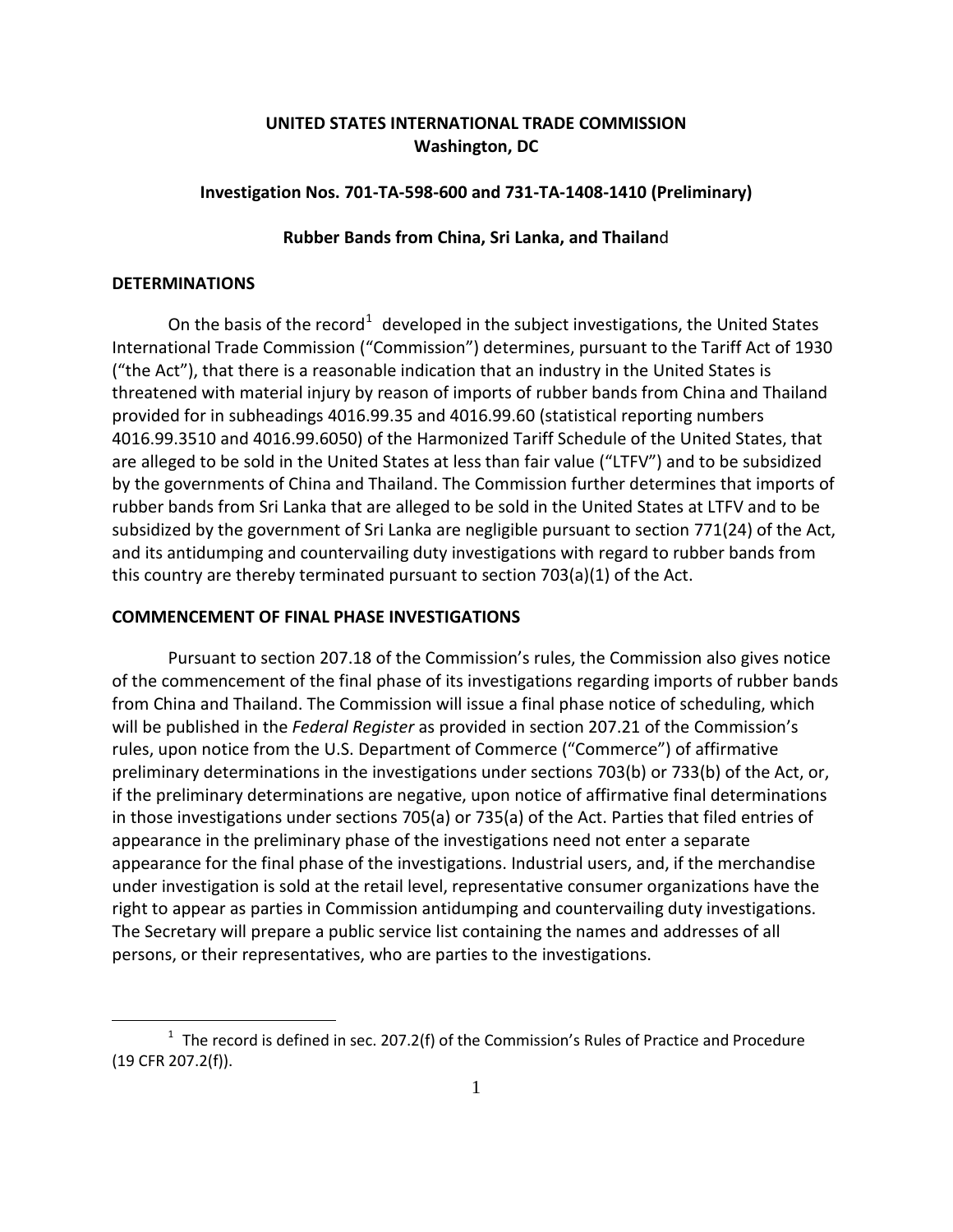**UNITED STATES INTERNATIONAL TRADE COMMISSION**
**Washington, DC**

**Investigation Nos. 701-TA-598-600 and 731-TA-1408-1410 (Preliminary)**

**Rubber Bands from China, Sri Lanka, and Thailand**

## DETERMINATIONS

On the basis of the record[1] developed in the subject investigations, the United States International Trade Commission ("Commission") determines, pursuant to the Tariff Act of 1930 ("the Act"), that there is a reasonable indication that an industry in the United States is threatened with material injury by reason of imports of rubber bands from China and Thailand provided for in subheadings 4016.99.35 and 4016.99.60 (statistical reporting numbers 4016.99.3510 and 4016.99.6050) of the Harmonized Tariff Schedule of the United States, that are alleged to be sold in the United States at less than fair value ("LTFV") and to be subsidized by the governments of China and Thailand. The Commission further determines that imports of rubber bands from Sri Lanka that are alleged to be sold in the United States at LTFV and to be subsidized by the government of Sri Lanka are negligible pursuant to section 771(24) of the Act, and its antidumping and countervailing duty investigations with regard to rubber bands from this country are thereby terminated pursuant to section 703(a)(1) of the Act.

## COMMENCEMENT OF FINAL PHASE INVESTIGATIONS

Pursuant to section 207.18 of the Commission's rules, the Commission also gives notice of the commencement of the final phase of its investigations regarding imports of rubber bands from China and Thailand. The Commission will issue a final phase notice of scheduling, which will be published in the *Federal Register* as provided in section 207.21 of the Commission's rules, upon notice from the U.S. Department of Commerce ("Commerce") of affirmative preliminary determinations in the investigations under sections 703(b) or 733(b) of the Act, or, if the preliminary determinations are negative, upon notice of affirmative final determinations in those investigations under sections 705(a) or 735(a) of the Act. Parties that filed entries of appearance in the preliminary phase of the investigations need not enter a separate appearance for the final phase of the investigations. Industrial users, and, if the merchandise under investigation is sold at the retail level, representative consumer organizations have the right to appear as parties in Commission antidumping and countervailing duty investigations. The Secretary will prepare a public service list containing the names and addresses of all persons, or their representatives, who are parties to the investigations.

[1] The record is defined in sec. 207.2(f) of the Commission's Rules of Practice and Procedure (19 CFR 207.2(f)).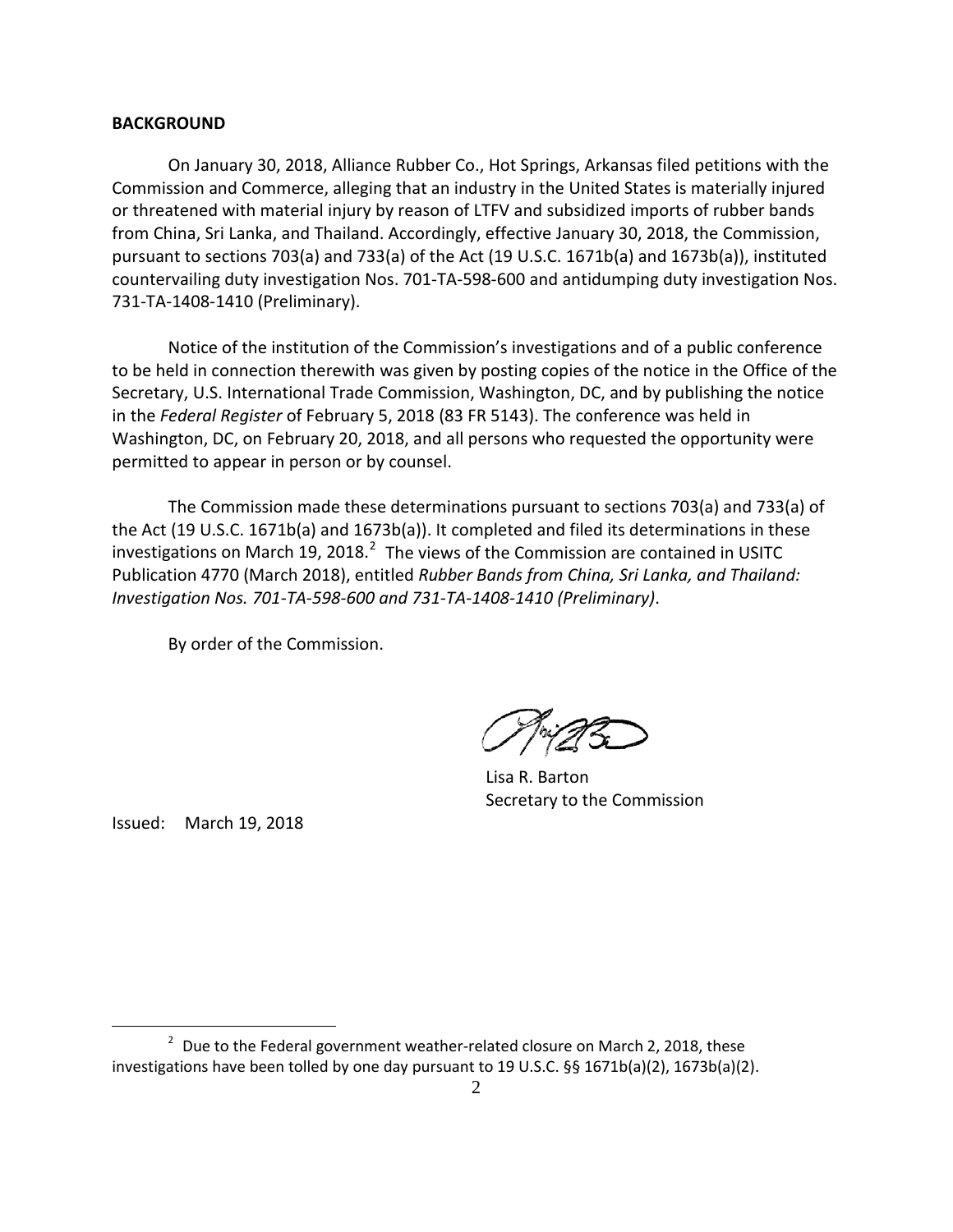**BACKGROUND**

On January 30, 2018, Alliance Rubber Co., Hot Springs, Arkansas filed petitions with the Commission and Commerce, alleging that an industry in the United States is materially injured or threatened with material injury by reason of LTFV and subsidized imports of rubber bands from China, Sri Lanka, and Thailand. Accordingly, effective January 30, 2018, the Commission, pursuant to sections 703(a) and 733(a) of the Act (19 U.S.C. 1671b(a) and 1673b(a)), instituted countervailing duty investigation Nos. 701-TA-598-600 and antidumping duty investigation Nos. 731-TA-1408-1410 (Preliminary).

Notice of the institution of the Commission's investigations and of a public conference to be held in connection therewith was given by posting copies of the notice in the Office of the Secretary, U.S. International Trade Commission, Washington, DC, and by publishing the notice in the *Federal Register* of February 5, 2018 (83 FR 5143). The conference was held in Washington, DC, on February 20, 2018, and all persons who requested the opportunity were permitted to appear in person or by counsel.

The Commission made these determinations pursuant to sections 703(a) and 733(a) of the Act (19 U.S.C. 1671b(a) and 1673b(a)). It completed and filed its determinations in these investigations on March 19, 2018.[2] The views of the Commission are contained in USITC Publication 4770 (March 2018), entitled *Rubber Bands from China, Sri Lanka, and Thailand: Investigation Nos. 701-TA-598-600 and 731-TA-1408-1410 (Preliminary)*.

By order of the Commission.

Lisa R. Barton
Secretary to the Commission

Issued: March 19, 2018

---

[2] Due to the Federal government weather-related closure on March 2, 2018, these investigations have been tolled by one day pursuant to 19 U.S.C. §§ 1671b(a)(2), 1673b(a)(2).